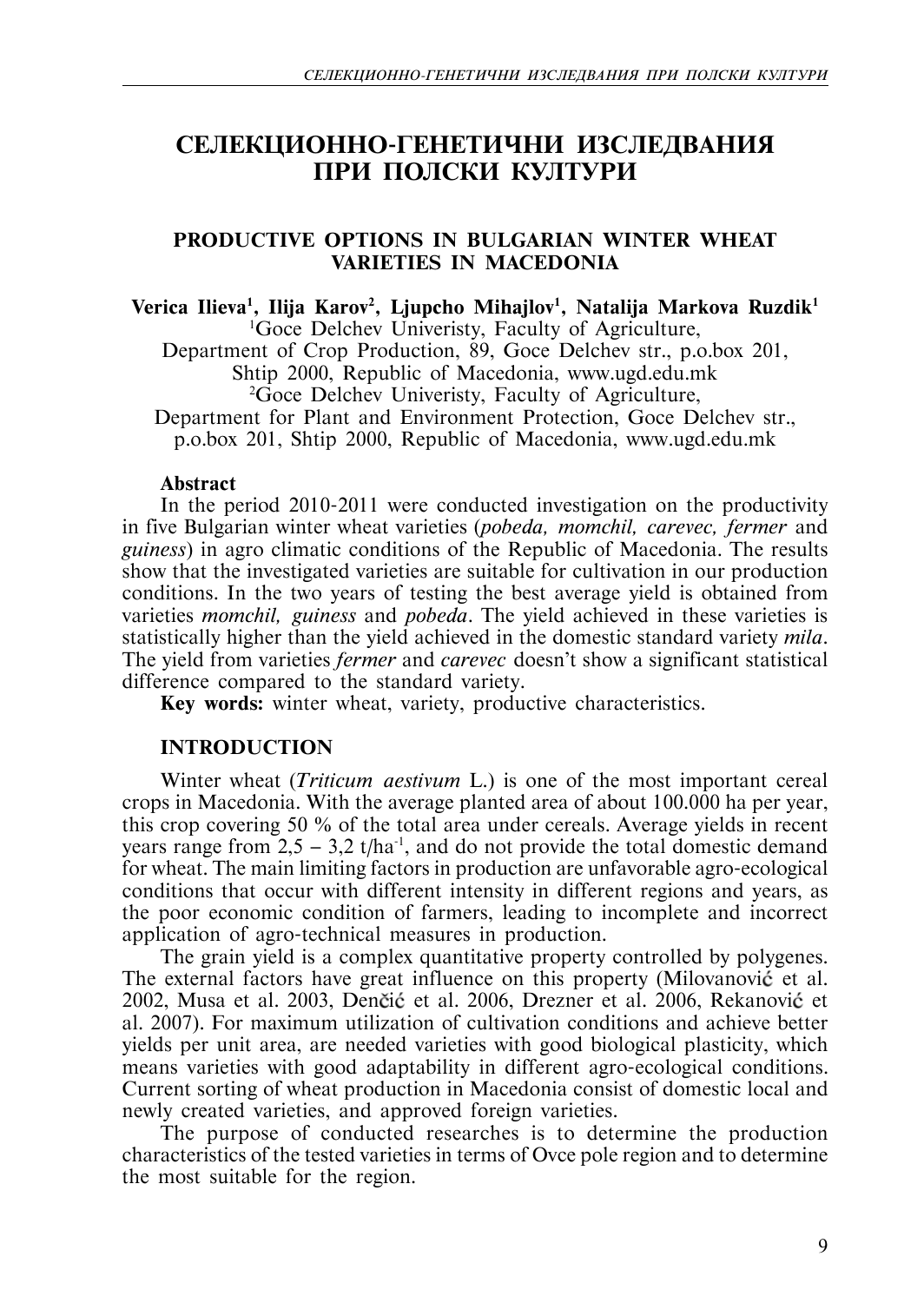# СЕЛЕКЦИОННО-ГЕНЕТИЧНИ ИЗСЛЕДВАНИЯ ПРИ ПОЛСКИ КУЛТУРИ

## PRODUCTIVE OPTIONS IN BULGARIAN WINTER WHEAT VARIETIES IN MACEDONIA

**Verica Ilieva[1], Ilija Karov[2], Ljupcho Mihajlov[1], Natalija Markova Ruzdik[1]**

[1]Goce Delchev Univeristy, Faculty of Agriculture, Department of Crop Production, 89, Goce Delchev str., p.o.box 201, Shtip 2000, Republic of Macedonia, www.ugd.edu.mk

[2]Goce Delchev Univeristy, Faculty of Agriculture, Department for Plant and Environment Protection, Goce Delchev str., p.o.box 201, Shtip 2000, Republic of Macedonia, www.ugd.edu.mk

### Abstract

In the period 2010-2011 were conducted investigation on the productivity in five Bulgarian winter wheat varieties (*pobeda, momchil, carevec, fermer* and *guiness*) in agro climatic conditions of the Republic of Macedonia. The results show that the investigated varieties are suitable for cultivation in our production conditions. In the two years of testing the best average yield is obtained from varieties *momchil, guiness* and *pobeda*. The yield achieved in these varieties is statistically higher than the yield achieved in the domestic standard variety *mila*. The yield from varieties *fermer* and *carevec* doesn't show a significant statistical difference compared to the standard variety.

**Key words:** winter wheat, variety, productive characteristics.

### INTRODUCTION

Winter wheat (*Triticum aestivum* L.) is one of the most important cereal crops in Macedonia. With the average planted area of about 100.000 ha per year, this crop covering 50 % of the total area under cereals. Average yields in recent years range from 2,5 – 3,2 t/ha$^{-1}$, and do not provide the total domestic demand for wheat. The main limiting factors in production are unfavorable agro-ecological conditions that occur with different intensity in different regions and years, as the poor economic condition of farmers, leading to incomplete and incorrect application of agro-technical measures in production.

The grain yield is a complex quantitative property controlled by polygenes. The external factors have great influence on this property (Milovanović et al. 2002, Musa et al. 2003, Denčić et al. 2006, Drezner et al. 2006, Rekanović et al. 2007). For maximum utilization of cultivation conditions and achieve better yields per unit area, are needed varieties with good biological plasticity, which means varieties with good adaptability in different agro-ecological conditions. Current sorting of wheat production in Macedonia consist of domestic local and newly created varieties, and approved foreign varieties.

The purpose of conducted researches is to determine the production characteristics of the tested varieties in terms of Ovce pole region and to determine the most suitable for the region.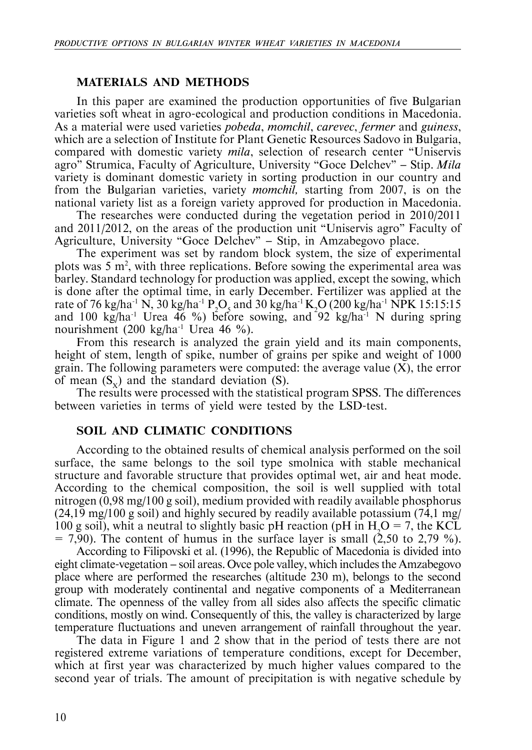## MATERIALS AND METHODS

In this paper are examined the production opportunities of five Bulgarian varieties soft wheat in agro-ecological and production conditions in Macedonia. As a material were used varieties *pobeda*, *momchil*, *carevec*, *fermer* and *guiness*, which are a selection of Institute for Plant Genetic Resources Sadovo in Bulgaria, compared with domestic variety *mila*, selection of research center "Uniservis agro" Strumica, Faculty of Agriculture, University "Goce Delchev" – Stip. *Mila* variety is dominant domestic variety in sorting production in our country and from the Bulgarian varieties, variety *momchil,* starting from 2007, is on the national variety list as a foreign variety approved for production in Macedonia.

The researches were conducted during the vegetation period in 2010/2011 and 2011/2012, on the areas of the production unit "Uniservis agro" Faculty of Agriculture, University "Goce Delchev" – Stip, in Amzabegovo place.

The experiment was set by random block system, the size of experimental plots was 5 $m^2$, with three replications. Before sowing the experimental area was barley. Standard technology for production was applied, except the sowing, which is done after the optimal time, in early December. Fertilizer was applied at the rate of 76 kg/$ha^{-1}$ N, 30 kg/$ha^{-1}$ $P_2O_5$ and 30 kg/$ha^{-1}$ $K_2O$ (200 kg/$ha^{-1}$ NPK 15:15:15 and 100 kg/$ha^{-1}$ Urea 46 %) before sowing, and 92 kg/$ha^{-1}$ N during spring nourishment (200 kg/$ha^{-1}$ Urea 46 %).

From this research is analyzed the grain yield and its main components, height of stem, length of spike, number of grains per spike and weight of 1000 grain. The following parameters were computed: the average value (X), the error of mean ($S_X$) and the standard deviation (S).

The results were processed with the statistical program SPSS. The differences between varieties in terms of yield were tested by the LSD-test.

## SOIL AND CLIMATIC CONDITIONS

According to the obtained results of chemical analysis performed on the soil surface, the same belongs to the soil type smolnica with stable mechanical structure and favorable structure that provides optimal wet, air and heat mode. According to the chemical composition, the soil is well supplied with total nitrogen (0,98 mg/100 g soil), medium provided with readily available phosphorus (24,19 mg/100 g soil) and highly secured by readily available potassium (74,1 mg/100 g soil), whit a neutral to slightly basic pH reaction (pH in $H_2O$ = 7, the KCL = 7,90). The content of humus in the surface layer is small (2,50 to 2,79 %).

According to Filipovski et al. (1996), the Republic of Macedonia is divided into eight climate-vegetation – soil areas. Ovce pole valley, which includes the Amzabegovo place where are performed the researches (altitude 230 m), belongs to the second group with moderately continental and negative components of a Mediterranean climate. The openness of the valley from all sides also affects the specific climatic conditions, mostly on wind. Consequently of this, the valley is characterized by large temperature fluctuations and uneven arrangement of rainfall throughout the year.

The data in Figure 1 and 2 show that in the period of tests there are not registered extreme variations of temperature conditions, except for December, which at first year was characterized by much higher values compared to the second year of trials. The amount of precipitation is with negative schedule by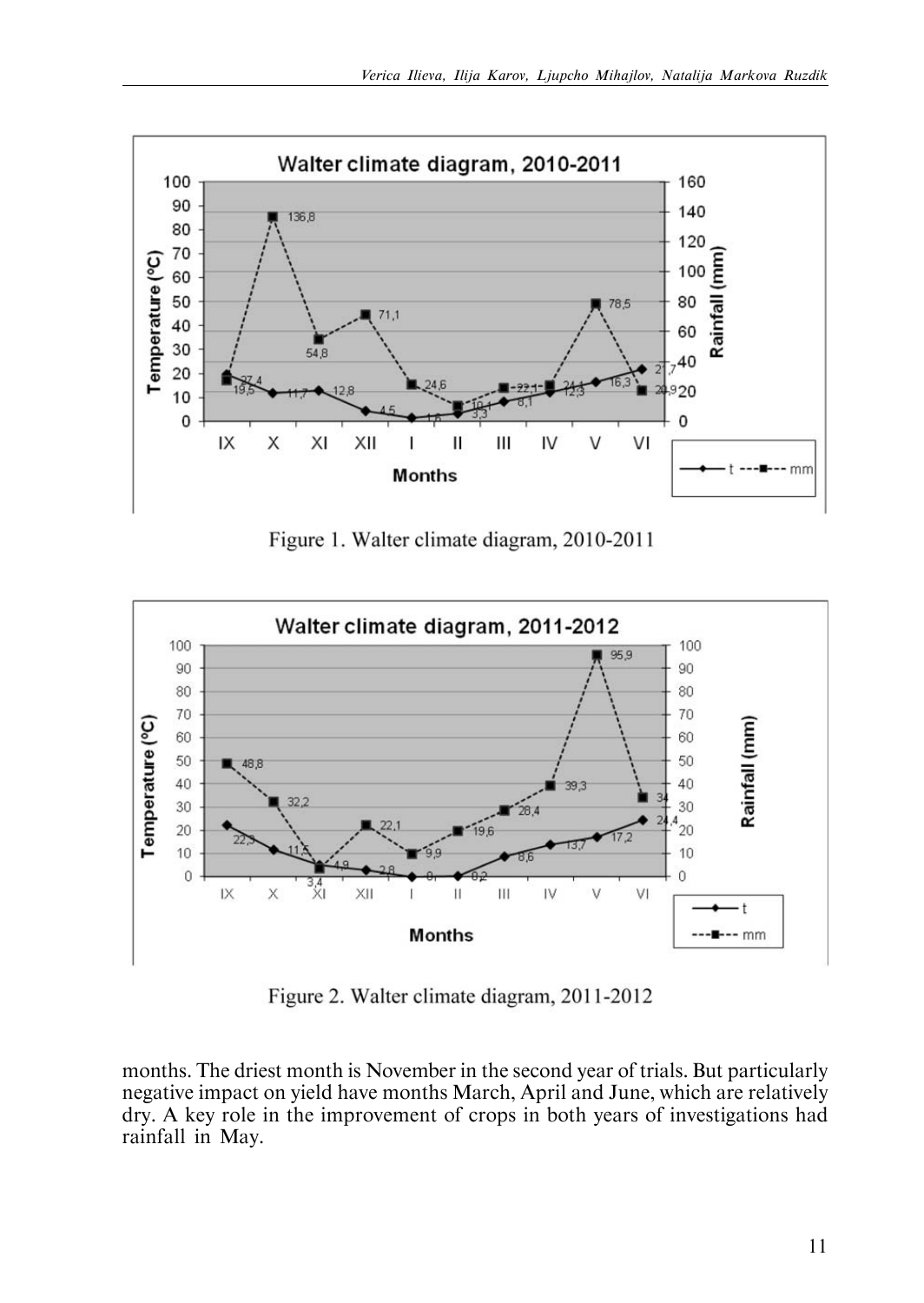Figure 1. Walter climate diagram, 2010-2011

Figure 2. Walter climate diagram, 2011-2012

months. The driest month is November in the second year of trials. But particularly negative impact on yield have months March, April and June, which are relatively dry. A key role in the improvement of crops in both years of investigations had rainfall in May.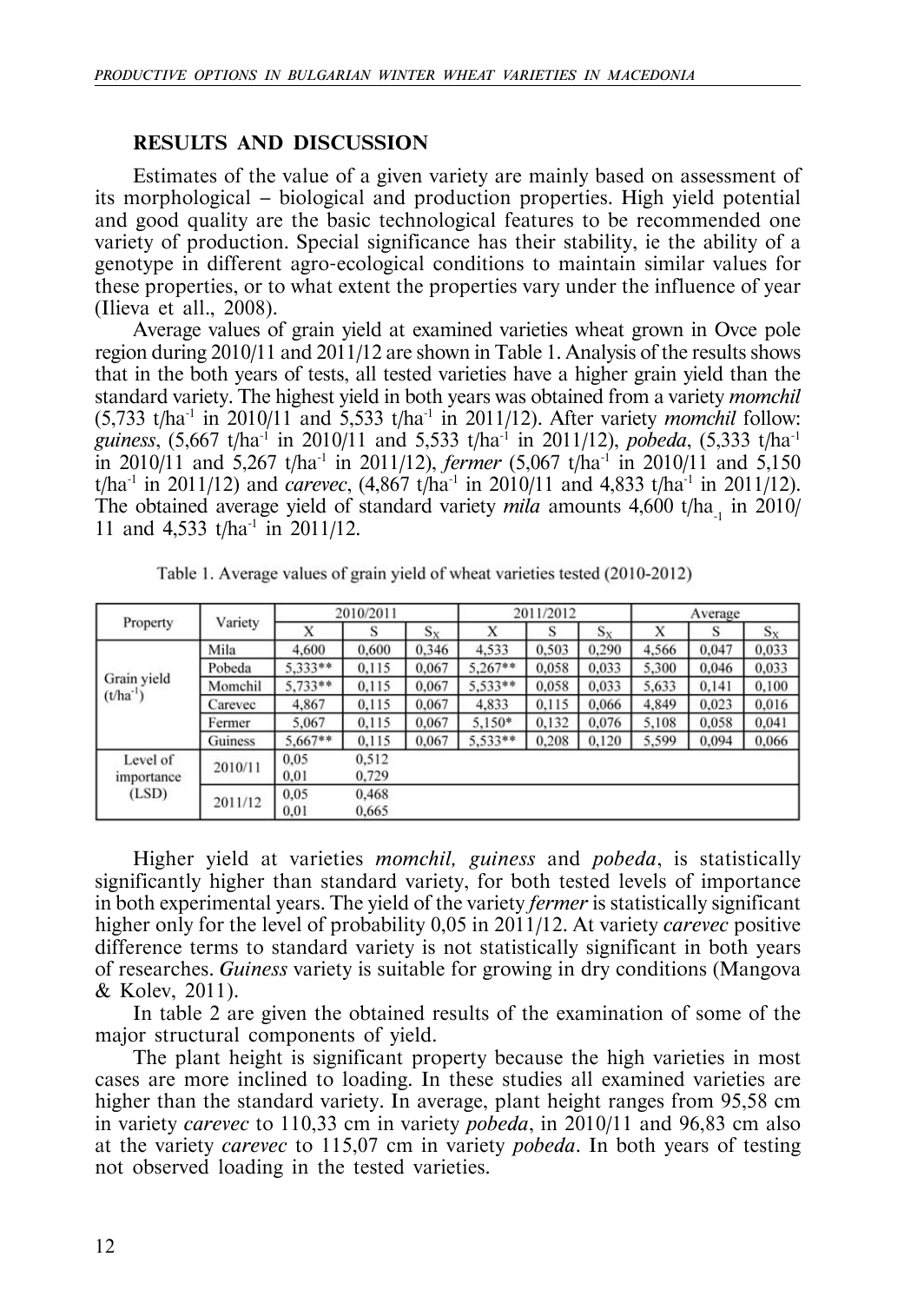## RESULTS AND DISCUSSION

Estimates of the value of a given variety are mainly based on assessment of its morphological – biological and production properties. High yield potential and good quality are the basic technological features to be recommended one variety of production. Special significance has their stability, ie the ability of a genotype in different agro-ecological conditions to maintain similar values for these properties, or to what extent the properties vary under the influence of year (Ilieva et all., 2008).

Average values of grain yield at examined varieties wheat grown in Ovce pole region during 2010/11 and 2011/12 are shown in Table 1. Analysis of the results shows that in the both years of tests, all tested varieties have a higher grain yield than the standard variety. The highest yield in both years was obtained from a variety *momchil* (5,733 t/ha$^{-1}$ in 2010/11 and 5,533 t/ha$^{-1}$ in 2011/12). After variety *momchil* follow: *guiness*, (5,667 t/ha$^{-1}$ in 2010/11 and 5,533 t/ha$^{-1}$ in 2011/12), *pobeda*, (5,333 t/ha$^{-1}$ in 2010/11 and 5,267 t/ha$^{-1}$ in 2011/12), *fermer* (5,067 t/ha$^{-1}$ in 2010/11 and 5,150 t/ha$^{-1}$ in 2011/12) and *carevec*, (4,867 t/ha$^{-1}$ in 2010/11 and 4,833 t/ha$^{-1}$ in 2011/12). The obtained average yield of standard variety *mila* amounts 4,600 t/ha$_{-1}$ in 2010/11 and 4,533 t/ha$^{-1}$ in 2011/12.

Table 1. Average values of grain yield of wheat varieties tested (2010-2012)

| Property | Variety | 2010/2011 | | | 2011/2012 | | | Average | | |
|---|---|---|---|---|---|---|---|---|---|---|
| | | X | S | $S_X$ | X | S | $S_X$ | X | S | $S_X$ |
| Grain yield (t/ha$^{-1}$) | Mila | 4,600 | 0,600 | 0,346 | 4,533 | 0,503 | 0,290 | 4,566 | 0,047 | 0,033 |
| | Pobeda | 5,333** | 0,115 | 0,067 | 5,267** | 0,058 | 0,033 | 5,300 | 0,046 | 0,033 |
| | Momchil | 5,733** | 0,115 | 0,067 | 5,533** | 0,058 | 0,033 | 5,633 | 0,141 | 0,100 |
| | Carevec | 4,867 | 0,115 | 0,067 | 4,833 | 0,115 | 0,066 | 4,849 | 0,023 | 0,016 |
| | Fermer | 5,067 | 0,115 | 0,067 | 5,150* | 0,132 | 0,076 | 5,108 | 0,058 | 0,041 |
| | Guiness | 5,667** | 0,115 | 0,067 | 5,533** | 0,208 | 0,120 | 5,599 | 0,094 | 0,066 |
| Level of importance (LSD) | 2010/11 | 0,05<br>0,01 | 0,512<br>0,729 | | | | | | | |
| | 2011/12 | 0,05<br>0,01 | 0,468<br>0,665 | | | | | | | |

Higher yield at varieties *momchil, guiness* and *pobeda*, is statistically significantly higher than standard variety, for both tested levels of importance in both experimental years. The yield of the variety *fermer* is statistically significant higher only for the level of probability 0,05 in 2011/12. At variety *carevec* positive difference terms to standard variety is not statistically significant in both years of researches. *Guiness* variety is suitable for growing in dry conditions (Mangova & Kolev, 2011).

In table 2 are given the obtained results of the examination of some of the major structural components of yield.

The plant height is significant property because the high varieties in most cases are more inclined to loading. In these studies all examined varieties are higher than the standard variety. In average, plant height ranges from 95,58 cm in variety *carevec* to 110,33 cm in variety *pobeda*, in 2010/11 and 96,83 cm also at the variety *carevec* to 115,07 cm in variety *pobeda*. In both years of testing not observed loading in the tested varieties.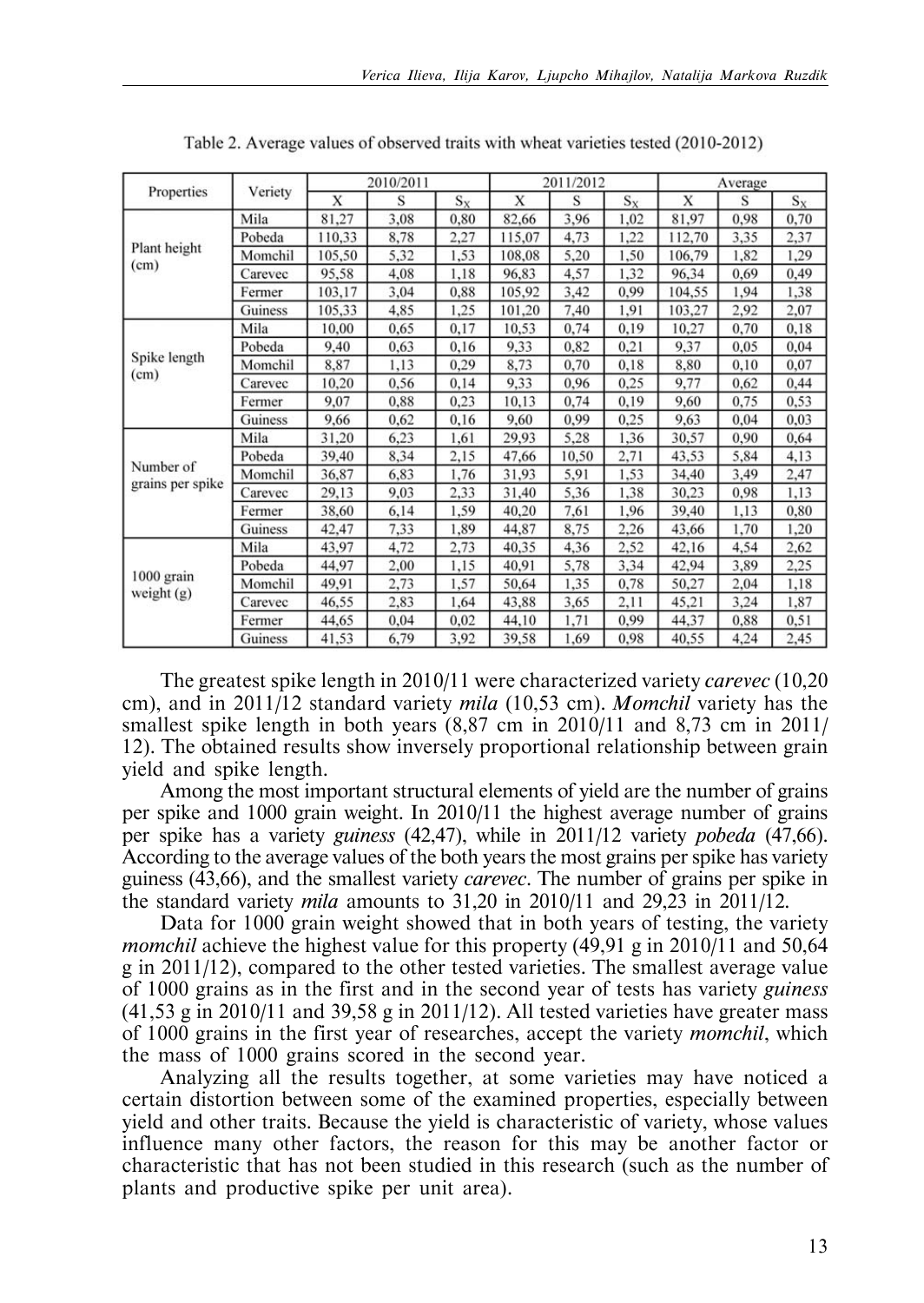Table 2. Average values of observed traits with wheat varieties tested (2010-2012)

| Properties | Veriety | 2010/2011 | | | 2011/2012 | | | Average | | |
|---|---|---|---|---|---|---|---|---|---|---|
| | | X | S | $S_X$ | X | S | $S_X$ | X | S | $S_X$ |
| Plant height (cm) | Mila | 81,27 | 3,08 | 0,80 | 82,66 | 3,96 | 1,02 | 81,97 | 0,98 | 0,70 |
| | Pobeda | 110,33 | 8,78 | 2,27 | 115,07 | 4,73 | 1,22 | 112,70 | 3,35 | 2,37 |
| | Momchil | 105,50 | 5,32 | 1,53 | 108,08 | 5,20 | 1,50 | 106,79 | 1,82 | 1,29 |
| | Carevec | 95,58 | 4,08 | 1,18 | 96,83 | 4,57 | 1,32 | 96,34 | 0,69 | 0,49 |
| | Fermer | 103,17 | 3,04 | 0,88 | 105,92 | 3,42 | 0,99 | 104,55 | 1,94 | 1,38 |
| | Guiness | 105,33 | 4,85 | 1,25 | 101,20 | 7,40 | 1,91 | 103,27 | 2,92 | 2,07 |
| Spike length (cm) | Mila | 10,00 | 0,65 | 0,17 | 10,53 | 0,74 | 0,19 | 10,27 | 0,70 | 0,18 |
| | Pobeda | 9,40 | 0,63 | 0,16 | 9,33 | 0,82 | 0,21 | 9,37 | 0,05 | 0,04 |
| | Momchil | 8,87 | 1,13 | 0,29 | 8,73 | 0,70 | 0,18 | 8,80 | 0,10 | 0,07 |
| | Carevec | 10,20 | 0,56 | 0,14 | 9,33 | 0,96 | 0,25 | 9,77 | 0,62 | 0,44 |
| | Fermer | 9,07 | 0,88 | 0,23 | 10,13 | 0,74 | 0,19 | 9,60 | 0,75 | 0,53 |
| | Guiness | 9,66 | 0,62 | 0,16 | 9,60 | 0,99 | 0,25 | 9,63 | 0,04 | 0,03 |
| Number of grains per spike | Mila | 31,20 | 6,23 | 1,61 | 29,93 | 5,28 | 1,36 | 30,57 | 0,90 | 0,64 |
| | Pobeda | 39,40 | 8,34 | 2,15 | 47,66 | 10,50 | 2,71 | 43,53 | 5,84 | 4,13 |
| | Momchil | 36,87 | 6,83 | 1,76 | 31,93 | 5,91 | 1,53 | 34,40 | 3,49 | 2,47 |
| | Carevec | 29,13 | 9,03 | 2,33 | 31,40 | 5,36 | 1,38 | 30,23 | 0,98 | 1,13 |
| | Fermer | 38,60 | 6,14 | 1,59 | 40,20 | 7,61 | 1,96 | 39,40 | 1,13 | 0,80 |
| | Guiness | 42,47 | 7,33 | 1,89 | 44,87 | 8,75 | 2,26 | 43,66 | 1,70 | 1,20 |
| 1000 grain weight (g) | Mila | 43,97 | 4,72 | 2,73 | 40,35 | 4,36 | 2,52 | 42,16 | 4,54 | 2,62 |
| | Pobeda | 44,97 | 2,00 | 1,15 | 40,91 | 5,78 | 3,34 | 42,94 | 3,89 | 2,25 |
| | Momchil | 49,91 | 2,73 | 1,57 | 50,64 | 1,35 | 0,78 | 50,27 | 2,04 | 1,18 |
| | Carevec | 46,55 | 2,83 | 1,64 | 43,88 | 3,65 | 2,11 | 45,21 | 3,24 | 1,87 |
| | Fermer | 44,65 | 0,04 | 0,02 | 44,10 | 1,71 | 0,99 | 44,37 | 0,88 | 0,51 |
| | Guiness | 41,53 | 6,79 | 3,92 | 39,58 | 1,69 | 0,98 | 40,55 | 4,24 | 2,45 |

The greatest spike length in 2010/11 were characterized variety *carevec* (10,20 cm), and in 2011/12 standard variety *mila* (10,53 cm). *Momchil* variety has the smallest spike length in both years (8,87 cm in 2010/11 and 8,73 cm in 2011/12). The obtained results show inversely proportional relationship between grain yield and spike length.

Among the most important structural elements of yield are the number of grains per spike and 1000 grain weight. In 2010/11 the highest average number of grains per spike has a variety *guiness* (42,47), while in 2011/12 variety *pobeda* (47,66). According to the average values of the both years the most grains per spike has variety guiness (43,66), and the smallest variety *carevec*. The number of grains per spike in the standard variety *mila* amounts to 31,20 in 2010/11 and 29,23 in 2011/12.

Data for 1000 grain weight showed that in both years of testing, the variety *momchil* achieve the highest value for this property (49,91 g in 2010/11 and 50,64 g in 2011/12), compared to the other tested varieties. The smallest average value of 1000 grains as in the first and in the second year of tests has variety *guiness* (41,53 g in 2010/11 and 39,58 g in 2011/12). All tested varieties have greater mass of 1000 grains in the first year of researches, accept the variety *momchil*, which the mass of 1000 grains scored in the second year.

Analyzing all the results together, at some varieties may have noticed a certain distortion between some of the examined properties, especially between yield and other traits. Because the yield is characteristic of variety, whose values influence many other factors, the reason for this may be another factor or characteristic that has not been studied in this research (such as the number of plants and productive spike per unit area).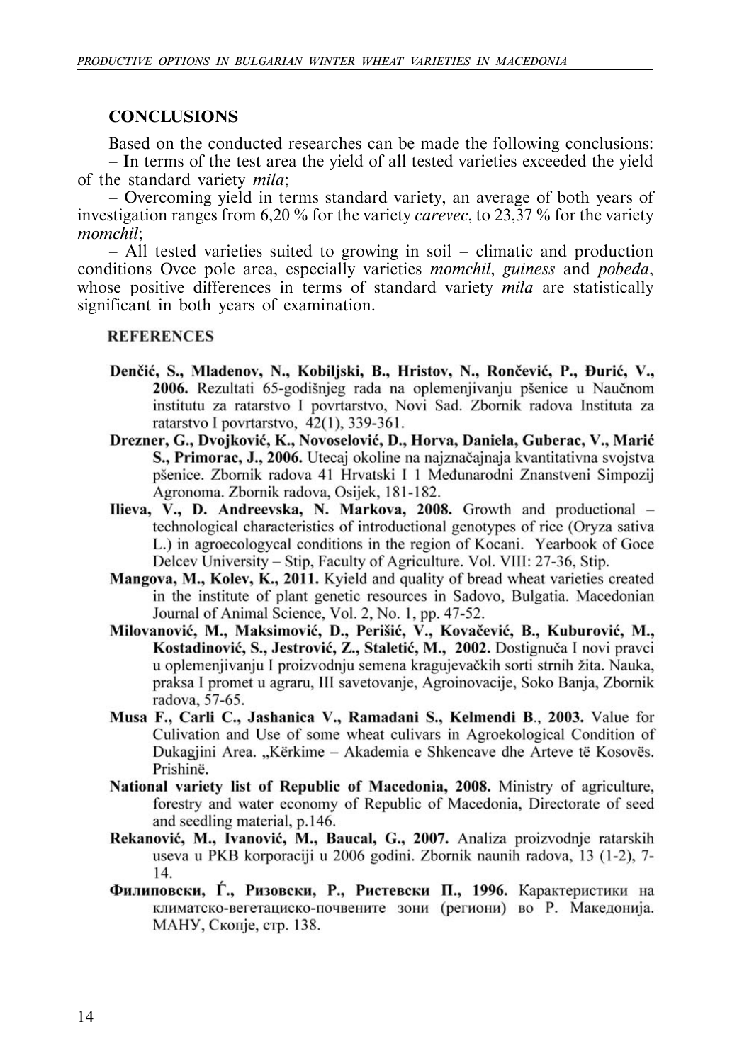## CONCLUSIONS

Based on the conducted researches can be made the following conclusions:

– In terms of the test area the yield of all tested varieties exceeded the yield of the standard variety *mila*;

– Overcoming yield in terms standard variety, an average of both years of investigation ranges from 6,20 % for the variety *carevec*, to 23,37 % for the variety *momchil*;

– All tested varieties suited to growing in soil – climatic and production conditions Ovce pole area, especially varieties *momchil*, *guiness* and *pobeda*, whose positive differences in terms of standard variety *mila* are statistically significant in both years of examination.

## REFERENCES

**Denčić, S., Mladenov, N., Kobiljski, B., Hristov, N., Rončević, P., Đurić, V., 2006.** Rezultati 65-godišnjeg rada na oplemenjivanju pšenice u Naučnom institutu za ratarstvo I povrtarstvo, Novi Sad. Zbornik radova Instituta za ratarstvo I povrtarstvo, 42(1), 339-361.

**Drezner, G., Dvojković, K., Novoselović, D., Horva, Daniela, Guberac, V., Marić S., Primorac, J., 2006.** Utecaj okoline na najznačajnaja kvantitativna svojstva pšenice. Zbornik radova 41 Hrvatski I 1 Međunarodni Znanstveni Simpozij Agronoma. Zbornik radova, Osijek, 181-182.

**Ilieva, V., D. Andreevska, N. Markova, 2008.** Growth and productional – technological characteristics of introductional genotypes of rice (Oryza sativa L.) in agroecologycal conditions in the region of Kocani. Yearbook of Goce Delcev University – Stip, Faculty of Agriculture. Vol. VIII: 27-36, Stip.

**Mangova, M., Kolev, K., 2011.** Kyield and quality of bread wheat varieties created in the institute of plant genetic resources in Sadovo, Bulgatia. Macedonian Journal of Animal Science, Vol. 2, No. 1, pp. 47-52.

**Milovanović, M., Maksimović, D., Perišić, V., Kovačević, B., Kuburović, M., Kostadinović, S., Jestrović, Z., Staletić, M., 2002.** Dostignuča I novi pravci u oplemenjivanju I proizvodnju semena kragujevačkih sorti strnih žita. Nauka, praksa I promet u agraru, III savetovanje, Agroinovacije, Soko Banja, Zbornik radova, 57-65.

**Musa F., Carli C., Jashanica V., Ramadani S., Kelmendi B., 2003.** Value for Culivation and Use of some wheat culivars in Agroekological Condition of Dukagjini Area. „Kërkime – Akademia e Shkencave dhe Arteve të Kosovës. Prishinë.

**National variety list of Republic of Macedonia, 2008.** Ministry of agriculture, forestry and water economy of Republic of Macedonia, Directorate of seed and seedling material, p.146.

**Rekanović, M., Ivanović, M., Baucal, G., 2007.** Analiza proizvodnje ratarskih useva u PKB korporaciji u 2006 godini. Zbornik naunih radova, 13 (1-2), 7-14.

**Филиповски, Ѓ., Ризовски, Р., Ристевски П., 1996.** Карактеристики на климатско-вегетациско-почвените зони (региони) во Р. Македонија. МАНУ, Скопје, стр. 138.